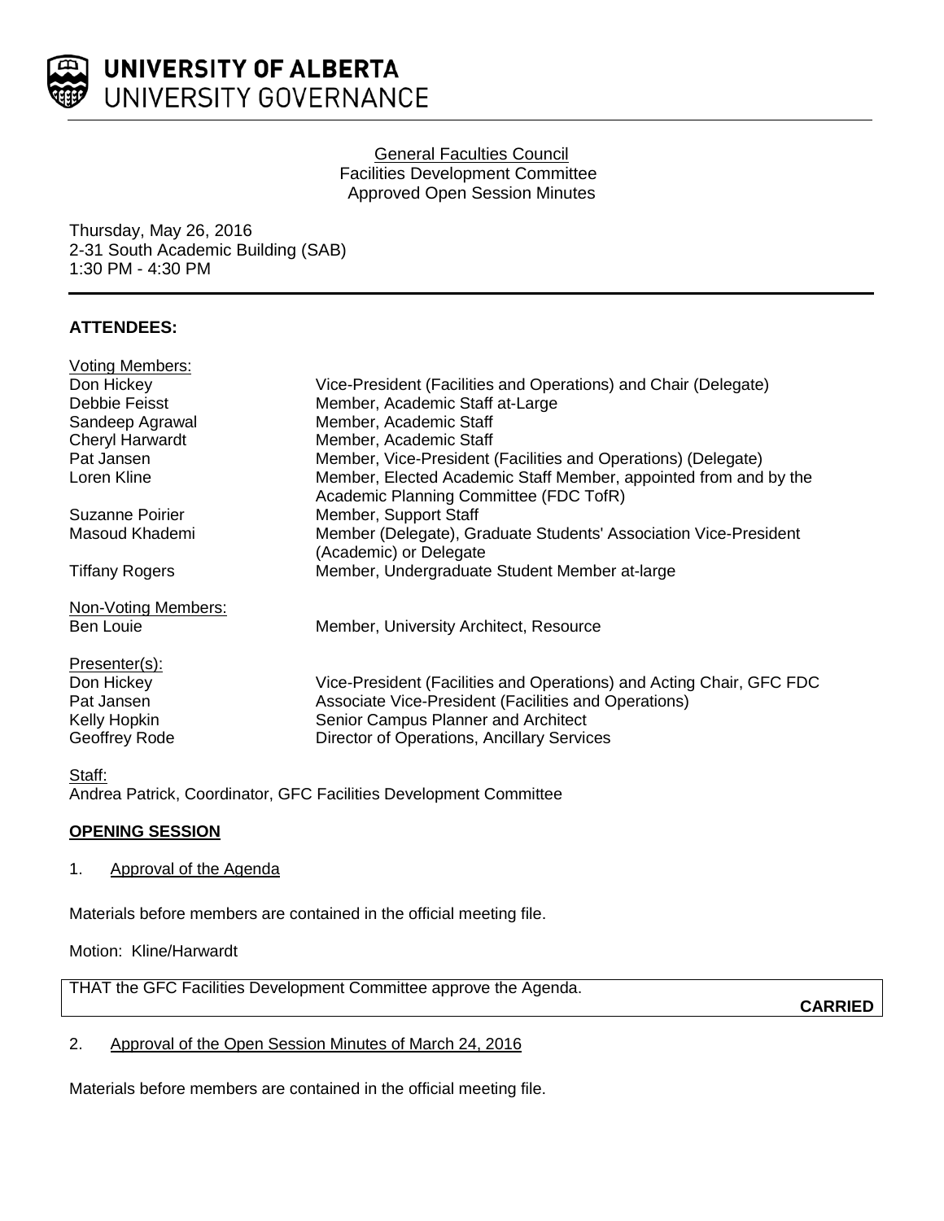UNIVERSITY OF ALBERTA
UNIVERSITY GOVERNANCE

General Faculties Council
Facilities Development Committee
Approved Open Session Minutes

Thursday, May 26, 2016
2-31 South Academic Building (SAB)
1:30 PM - 4:30 PM

**ATTENDEES:**

Voting Members:

| | |
|---|---|
| Don Hickey | Vice-President (Facilities and Operations) and Chair (Delegate) |
| Debbie Feisst | Member, Academic Staff at-Large |
| Sandeep Agrawal | Member, Academic Staff |
| Cheryl Harwardt | Member, Academic Staff |
| Pat Jansen | Member, Vice-President (Facilities and Operations) (Delegate) |
| Loren Kline | Member, Elected Academic Staff Member, appointed from and by the Academic Planning Committee (FDC TofR) |
| Suzanne Poirier | Member, Support Staff |
| Masoud Khademi | Member (Delegate), Graduate Students' Association Vice-President (Academic) or Delegate |
| Tiffany Rogers | Member, Undergraduate Student Member at-large |

Non-Voting Members:

| | |
|---|---|
| Ben Louie | Member, University Architect, Resource |

Presenter(s):

| | |
|---|---|
| Don Hickey | Vice-President (Facilities and Operations) and Acting Chair, GFC FDC |
| Pat Jansen | Associate Vice-President (Facilities and Operations) |
| Kelly Hopkin | Senior Campus Planner and Architect |
| Geoffrey Rode | Director of Operations, Ancillary Services |

Staff:
Andrea Patrick, Coordinator, GFC Facilities Development Committee

**OPENING SESSION**

1. Approval of the Agenda

Materials before members are contained in the official meeting file.

Motion: Kline/Harwardt

THAT the GFC Facilities Development Committee approve the Agenda.

**CARRIED**

2. Approval of the Open Session Minutes of March 24, 2016

Materials before members are contained in the official meeting file.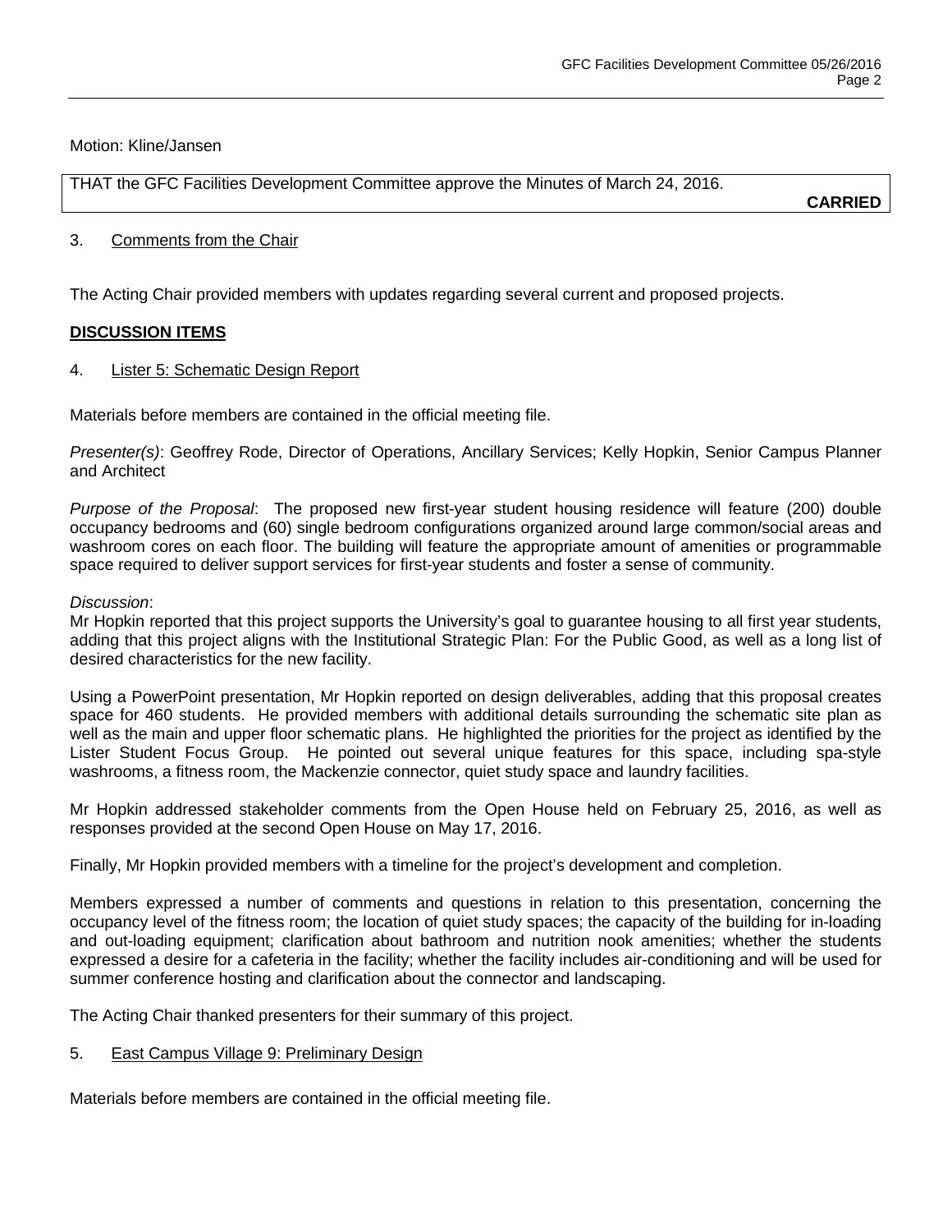Motion: Kline/Jansen

| THAT the GFC Facilities Development Committee approve the Minutes of March 24, 2016. **CARRIED** |
|---|

3. Comments from the Chair

The Acting Chair provided members with updates regarding several current and proposed projects.

**DISCUSSION ITEMS**

4. Lister 5: Schematic Design Report

Materials before members are contained in the official meeting file.

*Presenter(s)*: Geoffrey Rode, Director of Operations, Ancillary Services; Kelly Hopkin, Senior Campus Planner and Architect

*Purpose of the Proposal*: The proposed new first-year student housing residence will feature (200) double occupancy bedrooms and (60) single bedroom configurations organized around large common/social areas and washroom cores on each floor. The building will feature the appropriate amount of amenities or programmable space required to deliver support services for first-year students and foster a sense of community.

*Discussion*:
Mr Hopkin reported that this project supports the University's goal to guarantee housing to all first year students, adding that this project aligns with the Institutional Strategic Plan: For the Public Good, as well as a long list of desired characteristics for the new facility.

Using a PowerPoint presentation, Mr Hopkin reported on design deliverables, adding that this proposal creates space for 460 students. He provided members with additional details surrounding the schematic site plan as well as the main and upper floor schematic plans. He highlighted the priorities for the project as identified by the Lister Student Focus Group. He pointed out several unique features for this space, including spa-style washrooms, a fitness room, the Mackenzie connector, quiet study space and laundry facilities.

Mr Hopkin addressed stakeholder comments from the Open House held on February 25, 2016, as well as responses provided at the second Open House on May 17, 2016.

Finally, Mr Hopkin provided members with a timeline for the project's development and completion.

Members expressed a number of comments and questions in relation to this presentation, concerning the occupancy level of the fitness room; the location of quiet study spaces; the capacity of the building for in-loading and out-loading equipment; clarification about bathroom and nutrition nook amenities; whether the students expressed a desire for a cafeteria in the facility; whether the facility includes air-conditioning and will be used for summer conference hosting and clarification about the connector and landscaping.

The Acting Chair thanked presenters for their summary of this project.

5. East Campus Village 9: Preliminary Design

Materials before members are contained in the official meeting file.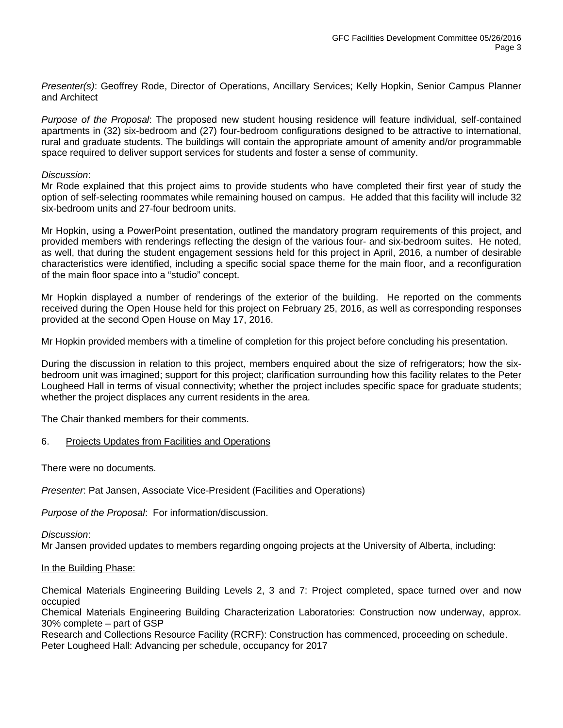*Presenter(s)*: Geoffrey Rode, Director of Operations, Ancillary Services; Kelly Hopkin, Senior Campus Planner and Architect

*Purpose of the Proposal*: The proposed new student housing residence will feature individual, self-contained apartments in (32) six-bedroom and (27) four-bedroom configurations designed to be attractive to international, rural and graduate students. The buildings will contain the appropriate amount of amenity and/or programmable space required to deliver support services for students and foster a sense of community.

*Discussion*:
Mr Rode explained that this project aims to provide students who have completed their first year of study the option of self-selecting roommates while remaining housed on campus. He added that this facility will include 32 six-bedroom units and 27-four bedroom units.

Mr Hopkin, using a PowerPoint presentation, outlined the mandatory program requirements of this project, and provided members with renderings reflecting the design of the various four- and six-bedroom suites. He noted, as well, that during the student engagement sessions held for this project in April, 2016, a number of desirable characteristics were identified, including a specific social space theme for the main floor, and a reconfiguration of the main floor space into a "studio" concept.

Mr Hopkin displayed a number of renderings of the exterior of the building. He reported on the comments received during the Open House held for this project on February 25, 2016, as well as corresponding responses provided at the second Open House on May 17, 2016.

Mr Hopkin provided members with a timeline of completion for this project before concluding his presentation.

During the discussion in relation to this project, members enquired about the size of refrigerators; how the six-bedroom unit was imagined; support for this project; clarification surrounding how this facility relates to the Peter Lougheed Hall in terms of visual connectivity; whether the project includes specific space for graduate students; whether the project displaces any current residents in the area.

The Chair thanked members for their comments.

6. <u>Projects Updates from Facilities and Operations</u>

There were no documents.

*Presenter*: Pat Jansen, Associate Vice-President (Facilities and Operations)

*Purpose of the Proposal*: For information/discussion.

*Discussion*:
Mr Jansen provided updates to members regarding ongoing projects at the University of Alberta, including:

<u>In the Building Phase:</u>

Chemical Materials Engineering Building Levels 2, 3 and 7: Project completed, space turned over and now occupied
Chemical Materials Engineering Building Characterization Laboratories: Construction now underway, approx. 30% complete – part of GSP
Research and Collections Resource Facility (RCRF): Construction has commenced, proceeding on schedule.
Peter Lougheed Hall: Advancing per schedule, occupancy for 2017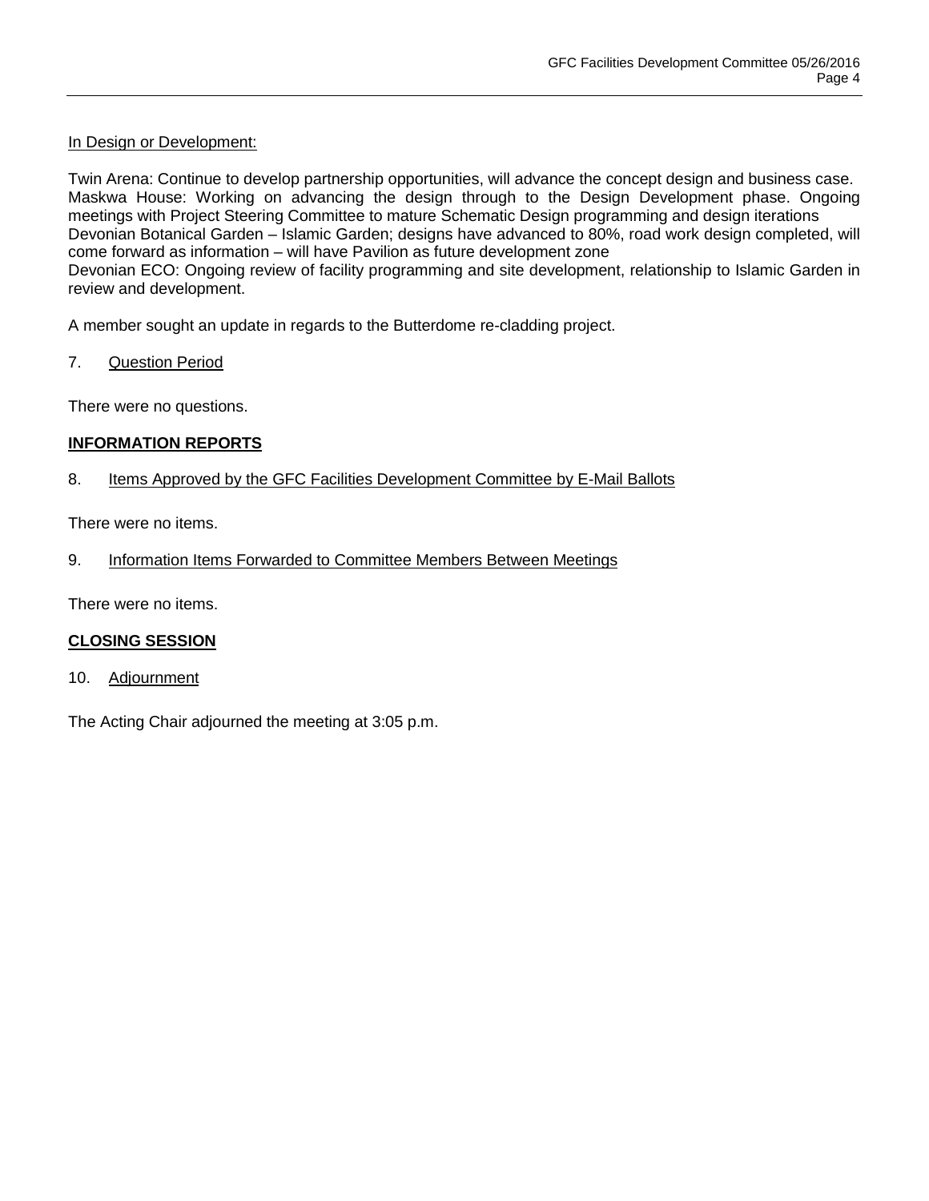In Design or Development:

Twin Arena: Continue to develop partnership opportunities, will advance the concept design and business case.
Maskwa House: Working on advancing the design through to the Design Development phase. Ongoing meetings with Project Steering Committee to mature Schematic Design programming and design iterations
Devonian Botanical Garden – Islamic Garden; designs have advanced to 80%, road work design completed, will come forward as information – will have Pavilion as future development zone
Devonian ECO: Ongoing review of facility programming and site development, relationship to Islamic Garden in review and development.

A member sought an update in regards to the Butterdome re-cladding project.

7. Question Period

There were no questions.

## INFORMATION REPORTS

8. Items Approved by the GFC Facilities Development Committee by E-Mail Ballots

There were no items.

9. Information Items Forwarded to Committee Members Between Meetings

There were no items.

## CLOSING SESSION

10. Adjournment

The Acting Chair adjourned the meeting at 3:05 p.m.